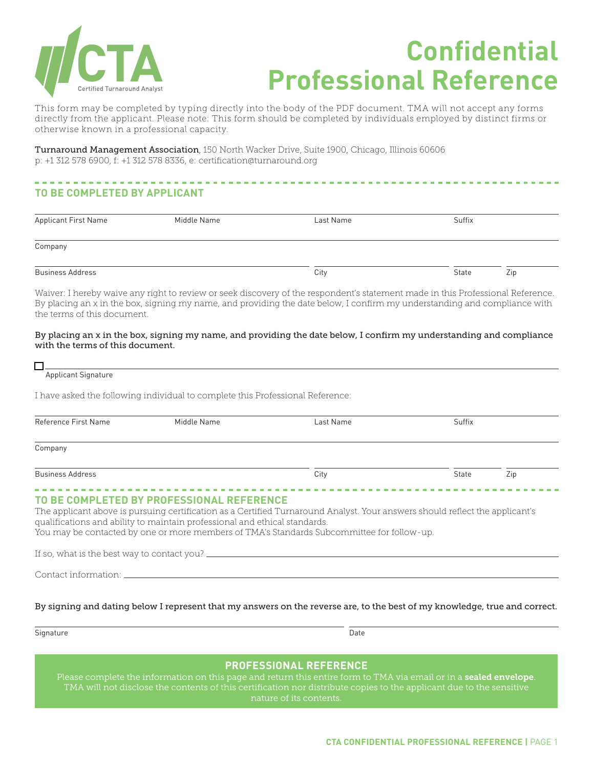# CTA Certified Turnaround Analyst

# Confidential Professional Reference

This form may be completed by typing directly into the body of the PDF document. TMA will not accept any forms directly from the applicant. Please note: This form should be completed by individuals employed by distinct firms or otherwise known in a professional capacity.

**Turnaround Management Association**, 150 North Wacker Drive, Suite 1900, Chicago, Illinois 60606
p: +1 312 578 6900, f: +1 312 578 8336, e: certification@turnaround.org

## TO BE COMPLETED BY APPLICANT

| Applicant First Name | Middle Name | Last Name | Suffix |
|---|---|---|---|
| | | | |

Company

| Business Address | City | State | Zip |
|---|---|---|---|
| | | | |

Waiver: I hereby waive any right to review or seek discovery of the respondent's statement made in this Professional Reference. By placing an x in the box, signing my name, and providing the date below, I confirm my understanding and compliance with the terms of this document.

**By placing an x in the box, signing my name, and providing the date below, I confirm my understanding and compliance with the terms of this document.**

☐ ______________________________
Applicant Signature

I have asked the following individual to complete this Professional Reference:

| Reference First Name | Middle Name | Last Name | Suffix |
|---|---|---|---|
| | | | |

Company

| Business Address | City | State | Zip |
|---|---|---|---|
| | | | |

## TO BE COMPLETED BY PROFESSIONAL REFERENCE

The applicant above is pursuing certification as a Certified Turnaround Analyst. Your answers should reflect the applicant's qualifications and ability to maintain professional and ethical standards.
You may be contacted by one or more members of TMA's Standards Subcommittee for follow-up.

If so, what is the best way to contact you? ______________________________

Contact information: ______________________________

**By signing and dating below I represent that my answers on the reverse are, to the best of my knowledge, true and correct.**

| Signature | Date |
|---|---|
| | |

### PROFESSIONAL REFERENCE

Please complete the information on this page and return this entire form to TMA via email or in a **sealed envelope**. TMA will not disclose the contents of this certification nor distribute copies to the applicant due to the sensitive nature of its contents.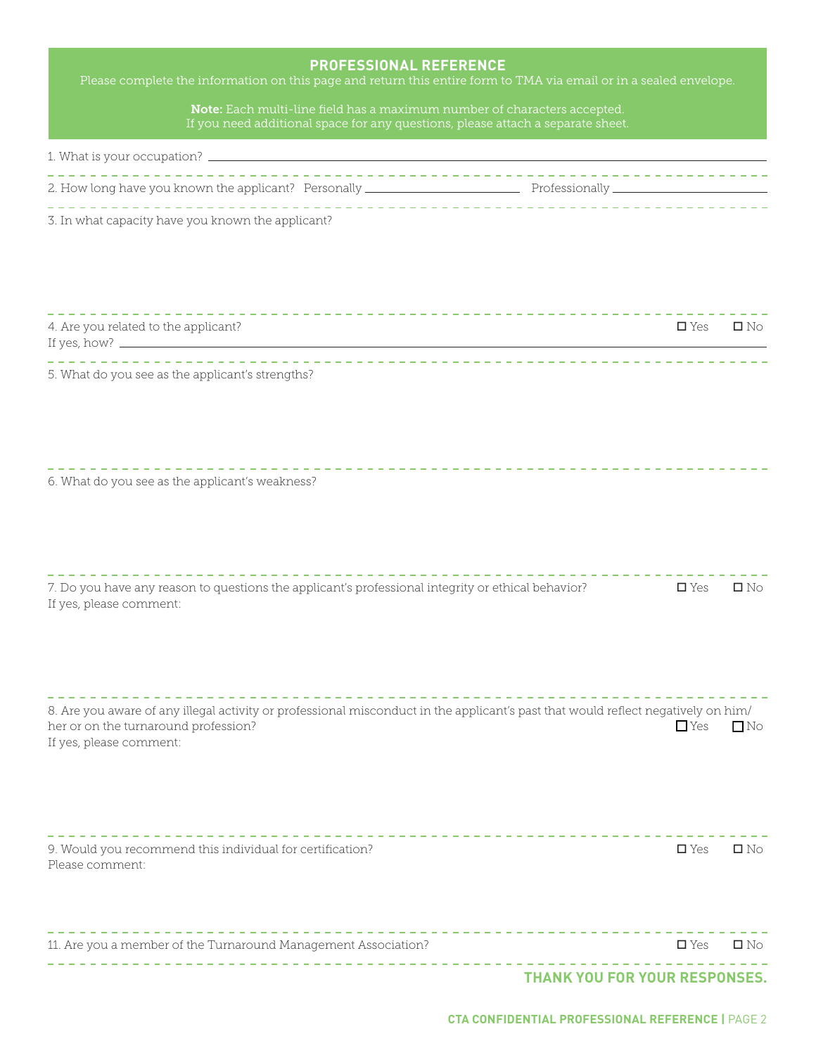## PROFESSIONAL REFERENCE

Please complete the information on this page and return this entire form to TMA via email or in a sealed envelope.

**Note:** Each multi-line field has a maximum number of characters accepted.
If you need additional space for any questions, please attach a separate sheet.

1. What is your occupation? ____________________

2. How long have you known the applicant? Personally ____________ Professionally ____________

3. In what capacity have you known the applicant?

4. Are you related to the applicant? ☐ Yes ☐ No
If yes, how? ____________________

5. What do you see as the applicant's strengths?

6. What do you see as the applicant's weakness?

7. Do you have any reason to questions the applicant's professional integrity or ethical behavior? ☐ Yes ☐ No
If yes, please comment:

8. Are you aware of any illegal activity or professional misconduct in the applicant's past that would reflect negatively on him/her or on the turnaround profession? ☐ Yes ☐ No
If yes, please comment:

9. Would you recommend this individual for certification? ☐ Yes ☐ No
Please comment:

11. Are you a member of the Turnaround Management Association? ☐ Yes ☐ No

**THANK YOU FOR YOUR RESPONSES.**